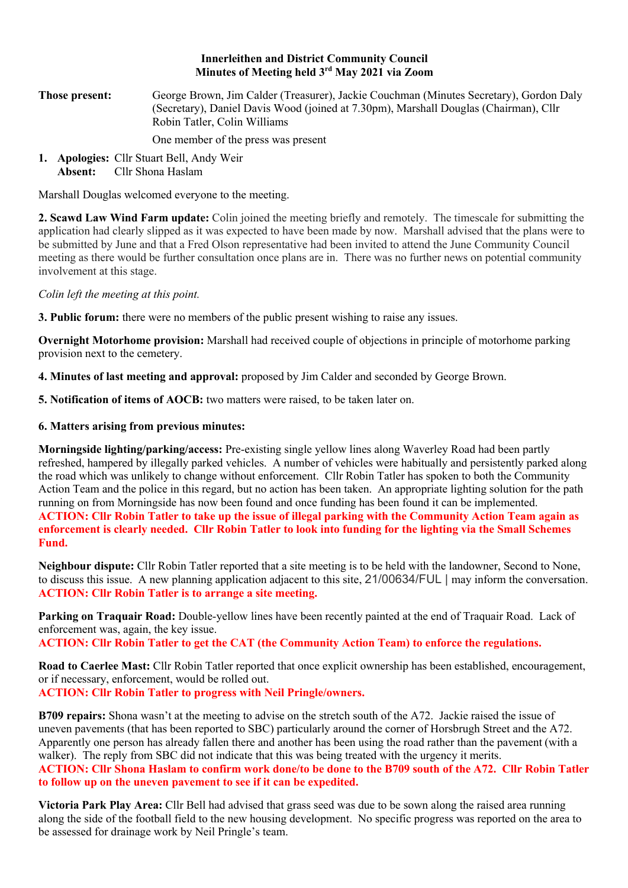**Innerleithen and District Community Council**
**Minutes of Meeting held 3rd May 2021 via Zoom**

**Those present:** George Brown, Jim Calder (Treasurer), Jackie Couchman (Minutes Secretary), Gordon Daly (Secretary), Daniel Davis Wood (joined at 7.30pm), Marshall Douglas (Chairman), Cllr Robin Tatler, Colin Williams

One member of the press was present

1. **Apologies:** Cllr Stuart Bell, Andy Weir
   **Absent:** Cllr Shona Haslam

Marshall Douglas welcomed everyone to the meeting.

**2. Scawd Law Wind Farm update:** Colin joined the meeting briefly and remotely. The timescale for submitting the application had clearly slipped as it was expected to have been made by now. Marshall advised that the plans were to be submitted by June and that a Fred Olson representative had been invited to attend the June Community Council meeting as there would be further consultation once plans are in. There was no further news on potential community involvement at this stage.

*Colin left the meeting at this point.*

**3. Public forum:** there were no members of the public present wishing to raise any issues.

**Overnight Motorhome provision:** Marshall had received couple of objections in principle of motorhome parking provision next to the cemetery.

**4. Minutes of last meeting and approval:** proposed by Jim Calder and seconded by George Brown.

**5. Notification of items of AOCB:** two matters were raised, to be taken later on.

**6. Matters arising from previous minutes:**

**Morningside lighting/parking/access:** Pre-existing single yellow lines along Waverley Road had been partly refreshed, hampered by illegally parked vehicles. A number of vehicles were habitually and persistently parked along the road which was unlikely to change without enforcement. Cllr Robin Tatler has spoken to both the Community Action Team and the police in this regard, but no action has been taken. An appropriate lighting solution for the path running on from Morningside has now been found and once funding has been found it can be implemented.
**ACTION: Cllr Robin Tatler to take up the issue of illegal parking with the Community Action Team again as enforcement is clearly needed. Cllr Robin Tatler to look into funding for the lighting via the Small Schemes Fund.**

**Neighbour dispute:** Cllr Robin Tatler reported that a site meeting is to be held with the landowner, Second to None, to discuss this issue. A new planning application adjacent to this site, 21/00634/FUL | may inform the conversation.
**ACTION: Cllr Robin Tatler is to arrange a site meeting.**

**Parking on Traquair Road:** Double-yellow lines have been recently painted at the end of Traquair Road. Lack of enforcement was, again, the key issue.
**ACTION: Cllr Robin Tatler to get the CAT (the Community Action Team) to enforce the regulations.**

**Road to Caerlee Mast:** Cllr Robin Tatler reported that once explicit ownership has been established, encouragement, or if necessary, enforcement, would be rolled out.
**ACTION: Cllr Robin Tatler to progress with Neil Pringle/owners.**

**B709 repairs:** Shona wasn't at the meeting to advise on the stretch south of the A72. Jackie raised the issue of uneven pavements (that has been reported to SBC) particularly around the corner of Horsbrugh Street and the A72. Apparently one person has already fallen there and another has been using the road rather than the pavement (with a walker). The reply from SBC did not indicate that this was being treated with the urgency it merits.
**ACTION: Cllr Shona Haslam to confirm work done/to be done to the B709 south of the A72. Cllr Robin Tatler to follow up on the uneven pavement to see if it can be expedited.**

**Victoria Park Play Area:** Cllr Bell had advised that grass seed was due to be sown along the raised area running along the side of the football field to the new housing development. No specific progress was reported on the area to be assessed for drainage work by Neil Pringle's team.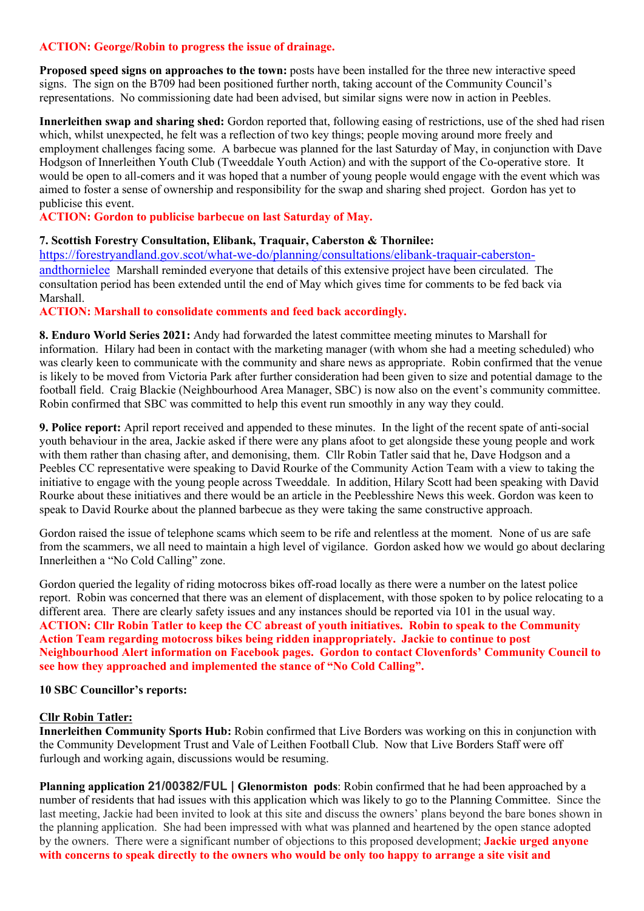**ACTION: George/Robin to progress the issue of drainage.**

**Proposed speed signs on approaches to the town:** posts have been installed for the three new interactive speed signs. The sign on the B709 had been positioned further north, taking account of the Community Council's representations. No commissioning date had been advised, but similar signs were now in action in Peebles.

**Innerleithen swap and sharing shed:** Gordon reported that, following easing of restrictions, use of the shed had risen which, whilst unexpected, he felt was a reflection of two key things; people moving around more freely and employment challenges facing some. A barbecue was planned for the last Saturday of May, in conjunction with Dave Hodgson of Innerleithen Youth Club (Tweeddale Youth Action) and with the support of the Co-operative store. It would be open to all-comers and it was hoped that a number of young people would engage with the event which was aimed to foster a sense of ownership and responsibility for the swap and sharing shed project. Gordon has yet to publicise this event.

**ACTION: Gordon to publicise barbecue on last Saturday of May.**

**7. Scottish Forestry Consultation, Elibank, Traquair, Caberston & Thornilee:**
https://forestryandland.gov.scot/what-we-do/planning/consultations/elibank-traquair-caberston-andthornielee Marshall reminded everyone that details of this extensive project have been circulated. The consultation period has been extended until the end of May which gives time for comments to be fed back via Marshall.

**ACTION: Marshall to consolidate comments and feed back accordingly.**

**8. Enduro World Series 2021:** Andy had forwarded the latest committee meeting minutes to Marshall for information. Hilary had been in contact with the marketing manager (with whom she had a meeting scheduled) who was clearly keen to communicate with the community and share news as appropriate. Robin confirmed that the venue is likely to be moved from Victoria Park after further consideration had been given to size and potential damage to the football field. Craig Blackie (Neighbourhood Area Manager, SBC) is now also on the event's community committee. Robin confirmed that SBC was committed to help this event run smoothly in any way they could.

**9. Police report:** April report received and appended to these minutes. In the light of the recent spate of anti-social youth behaviour in the area, Jackie asked if there were any plans afoot to get alongside these young people and work with them rather than chasing after, and demonising, them. Cllr Robin Tatler said that he, Dave Hodgson and a Peebles CC representative were speaking to David Rourke of the Community Action Team with a view to taking the initiative to engage with the young people across Tweeddale. In addition, Hilary Scott had been speaking with David Rourke about these initiatives and there would be an article in the Peeblesshire News this week. Gordon was keen to speak to David Rourke about the planned barbecue as they were taking the same constructive approach.

Gordon raised the issue of telephone scams which seem to be rife and relentless at the moment. None of us are safe from the scammers, we all need to maintain a high level of vigilance. Gordon asked how we would go about declaring Innerleithen a "No Cold Calling" zone.

Gordon queried the legality of riding motocross bikes off-road locally as there were a number on the latest police report. Robin was concerned that there was an element of displacement, with those spoken to by police relocating to a different area. There are clearly safety issues and any instances should be reported via 101 in the usual way.

**ACTION: Cllr Robin Tatler to keep the CC abreast of youth initiatives. Robin to speak to the Community Action Team regarding motocross bikes being ridden inappropriately. Jackie to continue to post Neighbourhood Alert information on Facebook pages. Gordon to contact Clovenfords' Community Council to see how they approached and implemented the stance of "No Cold Calling".**

**10 SBC Councillor's reports:**

**Cllr Robin Tatler:**

**Innerleithen Community Sports Hub:** Robin confirmed that Live Borders was working on this in conjunction with the Community Development Trust and Vale of Leithen Football Club. Now that Live Borders Staff were off furlough and working again, discussions would be resuming.

**Planning application 21/00382/FUL | Glenormiston pods**: Robin confirmed that he had been approached by a number of residents that had issues with this application which was likely to go to the Planning Committee. Since the last meeting, Jackie had been invited to look at this site and discuss the owners' plans beyond the bare bones shown in the planning application. She had been impressed with what was planned and heartened by the open stance adopted by the owners. There were a significant number of objections to this proposed development; **Jackie urged anyone with concerns to speak directly to the owners who would be only too happy to arrange a site visit and**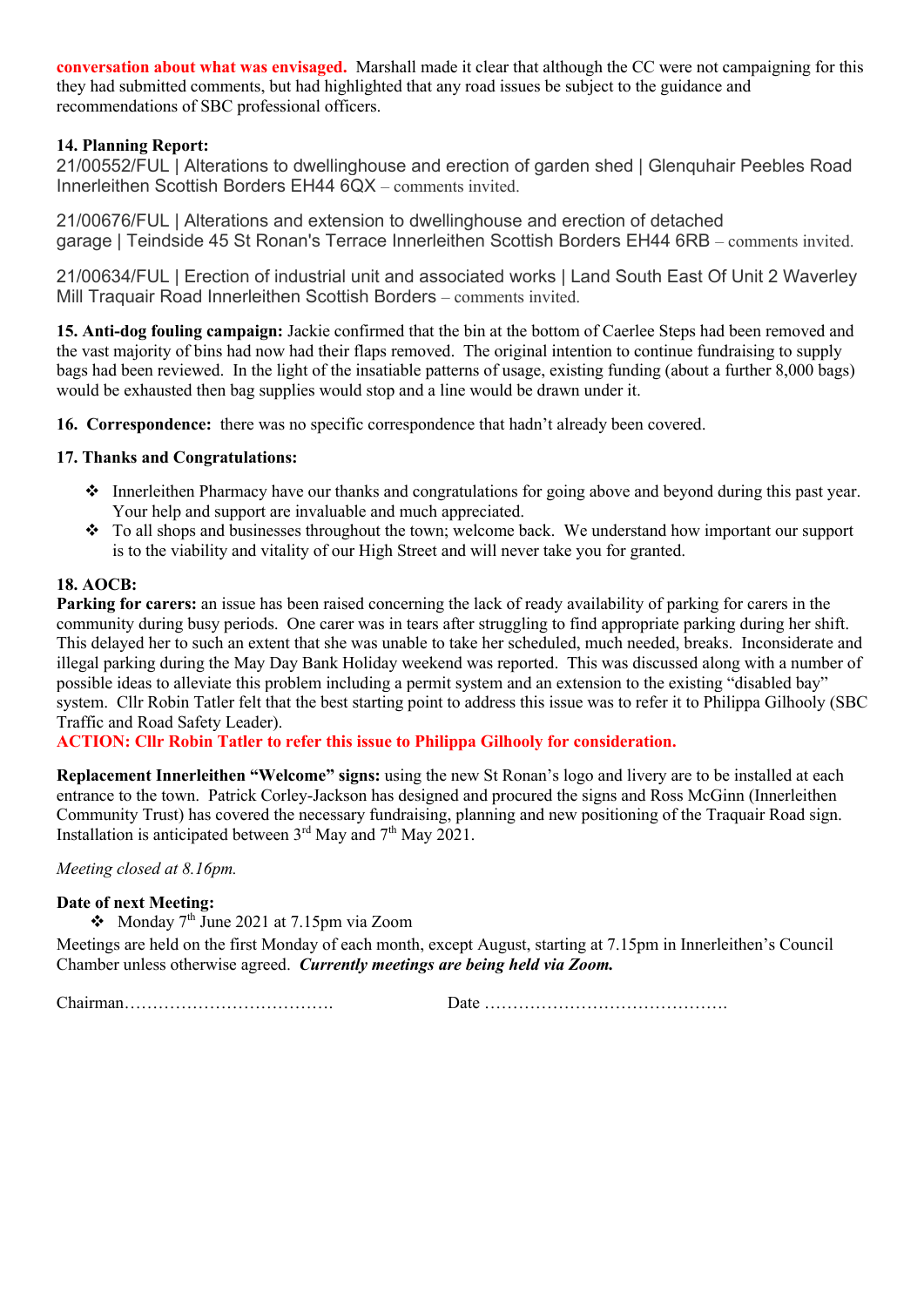**conversation about what was envisaged.** Marshall made it clear that although the CC were not campaigning for this they had submitted comments, but had highlighted that any road issues be subject to the guidance and recommendations of SBC professional officers.

**14. Planning Report:**

21/00552/FUL | Alterations to dwellinghouse and erection of garden shed | Glenquhair Peebles Road Innerleithen Scottish Borders EH44 6QX – comments invited.

21/00676/FUL | Alterations and extension to dwellinghouse and erection of detached garage | Teindside 45 St Ronan's Terrace Innerleithen Scottish Borders EH44 6RB – comments invited.

21/00634/FUL | Erection of industrial unit and associated works | Land South East Of Unit 2 Waverley Mill Traquair Road Innerleithen Scottish Borders – comments invited.

**15. Anti-dog fouling campaign:** Jackie confirmed that the bin at the bottom of Caerlee Steps had been removed and the vast majority of bins had now had their flaps removed. The original intention to continue fundraising to supply bags had been reviewed. In the light of the insatiable patterns of usage, existing funding (about a further 8,000 bags) would be exhausted then bag supplies would stop and a line would be drawn under it.

**16. Correspondence:** there was no specific correspondence that hadn't already been covered.

**17. Thanks and Congratulations:**

- Innerleithen Pharmacy have our thanks and congratulations for going above and beyond during this past year. Your help and support are invaluable and much appreciated.
- To all shops and businesses throughout the town; welcome back. We understand how important our support is to the viability and vitality of our High Street and will never take you for granted.

**18. AOCB:**

**Parking for carers:** an issue has been raised concerning the lack of ready availability of parking for carers in the community during busy periods. One carer was in tears after struggling to find appropriate parking during her shift. This delayed her to such an extent that she was unable to take her scheduled, much needed, breaks. Inconsiderate and illegal parking during the May Day Bank Holiday weekend was reported. This was discussed along with a number of possible ideas to alleviate this problem including a permit system and an extension to the existing "disabled bay" system. Cllr Robin Tatler felt that the best starting point to address this issue was to refer it to Philippa Gilhooly (SBC Traffic and Road Safety Leader).

**ACTION: Cllr Robin Tatler to refer this issue to Philippa Gilhooly for consideration.**

**Replacement Innerleithen "Welcome" signs:** using the new St Ronan's logo and livery are to be installed at each entrance to the town. Patrick Corley-Jackson has designed and procured the signs and Ross McGinn (Innerleithen Community Trust) has covered the necessary fundraising, planning and new positioning of the Traquair Road sign. Installation is anticipated between 3rd May and 7th May 2021.

*Meeting closed at 8.16pm.*

**Date of next Meeting:**

- Monday 7th June 2021 at 7.15pm via Zoom

Meetings are held on the first Monday of each month, except August, starting at 7.15pm in Innerleithen's Council Chamber unless otherwise agreed. ***Currently meetings are being held via Zoom.***

Chairman……………………………… Date ……………………………………